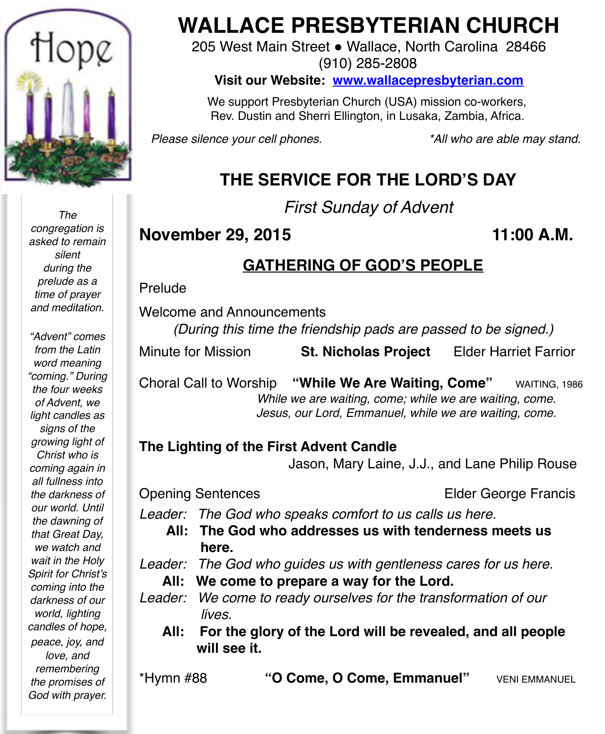Hope

*The congregation is asked to remain silent during the prelude as a time of prayer and meditation.*

*"Advent" comes from the Latin word meaning "coming." During the four weeks of Advent, we light candles as signs of the growing light of Christ who is coming again in all fullness into the darkness of our world. Until the dawning of that Great Day, we watch and wait in the Holy Spirit for Christ's coming into the darkness of our world, lighting candles of hope, peace, joy, and love, and remembering the promises of God with prayer.*

# WALLACE PRESBYTERIAN CHURCH

205 West Main Street ● Wallace, North Carolina 28466
(910) 285-2808

**Visit our Website: [www.wallacepresbyterian.com](http://www.wallacepresbyterian.com)**

We support Presbyterian Church (USA) mission co-workers, Rev. Dustin and Sherri Ellington, in Lusaka, Zambia, Africa.

*Please silence your cell phones.* *\*All who are able may stand.*

## THE SERVICE FOR THE LORD'S DAY

*First Sunday of Advent*

**November 29, 2015** **11:00 A.M.**

### GATHERING OF GOD'S PEOPLE

Prelude

Welcome and Announcements
*(During this time the friendship pads are passed to be signed.)*

Minute for Mission **St. Nicholas Project** Elder Harriet Farrior

Choral Call to Worship **"While We Are Waiting, Come"** WAITING, 1986
*While we are waiting, come; while we are waiting, come.*
*Jesus, our Lord, Emmanuel, while we are waiting, come.*

**The Lighting of the First Advent Candle**
Jason, Mary Laine, J.J., and Lane Philip Rouse

Opening Sentences Elder George Francis

*Leader: The God who speaks comfort to us calls us here.*
**All: The God who addresses us with tenderness meets us here.**
*Leader: The God who guides us with gentleness cares for us here.*
**All: We come to prepare a way for the Lord.**
*Leader: We come to ready ourselves for the transformation of our lives.*
**All: For the glory of the Lord will be revealed, and all people will see it.**

\*Hymn #88 **"O Come, O Come, Emmanuel"** VENI EMMANUEL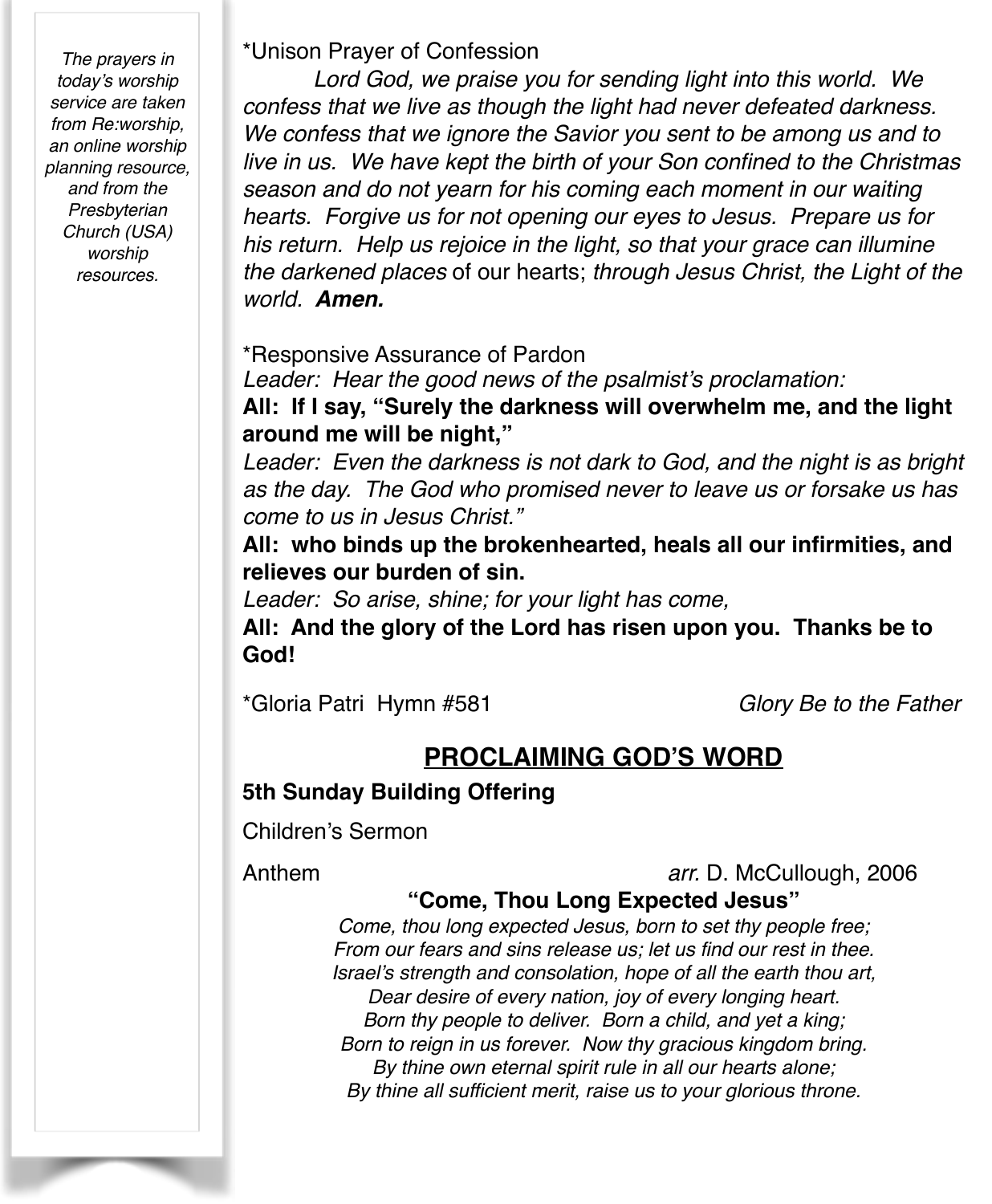*The prayers in today's worship service are taken from Re:worship, an online worship planning resource, and from the Presbyterian Church (USA) worship resources.*

*Unison Prayer of Confession

*Lord God, we praise you for sending light into this world. We confess that we live as though the light had never defeated darkness. We confess that we ignore the Savior you sent to be among us and to live in us. We have kept the birth of your Son confined to the Christmas season and do not yearn for his coming each moment in our waiting hearts. Forgive us for not opening our eyes to Jesus. Prepare us for his return. Help us rejoice in the light, so that your grace can illumine the darkened places* of our hearts; *through Jesus Christ, the Light of the world.* ***Amen.***

*Responsive Assurance of Pardon

*Leader: Hear the good news of the psalmist's proclamation:*

**All: If I say, "Surely the darkness will overwhelm me, and the light around me will be night,"**

*Leader: Even the darkness is not dark to God, and the night is as bright as the day. The God who promised never to leave us or forsake us has come to us in Jesus Christ."*

**All: who binds up the brokenhearted, heals all our infirmities, and relieves our burden of sin.**

*Leader: So arise, shine; for your light has come,*

**All: And the glory of the Lord has risen upon you. Thanks be to God!**

*Gloria Patri Hymn #581 *Glory Be to the Father*

## PROCLAIMING GOD'S WORD

**5th Sunday Building Offering**

Children's Sermon

Anthem *arr.* D. McCullough, 2006

**"Come, Thou Long Expected Jesus"**

*Come, thou long expected Jesus, born to set thy people free;*
*From our fears and sins release us; let us find our rest in thee.*
*Israel's strength and consolation, hope of all the earth thou art,*
*Dear desire of every nation, joy of every longing heart.*
*Born thy people to deliver. Born a child, and yet a king;*
*Born to reign in us forever. Now thy gracious kingdom bring.*
*By thine own eternal spirit rule in all our hearts alone;*
*By thine all sufficient merit, raise us to your glorious throne.*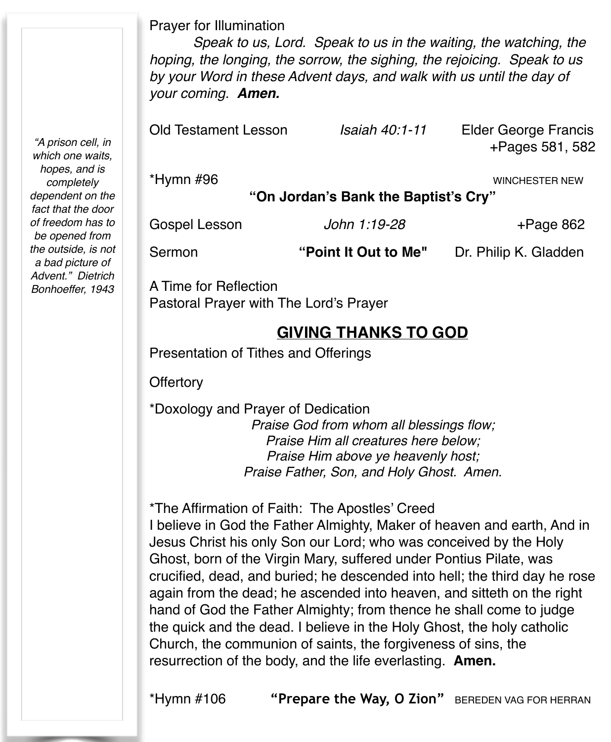*"A prison cell, in which one waits, hopes, and is completely dependent on the fact that the door of freedom has to be opened from the outside, is not a bad picture of Advent." Dietrich Bonhoeffer, 1943*

Prayer for Illumination

*Speak to us, Lord. Speak to us in the waiting, the watching, the hoping, the longing, the sorrow, the sighing, the rejoicing. Speak to us by your Word in these Advent days, and walk with us until the day of your coming.* ***Amen.***

Old Testament Lesson *Isaiah 40:1-11* Elder George Francis +Pages 581, 582

*Hymn #96 WINCHESTER NEW
**"On Jordan's Bank the Baptist's Cry"**

Gospel Lesson *John 1:19-28* +Page 862

Sermon **"Point It Out to Me"** Dr. Philip K. Gladden

A Time for Reflection
Pastoral Prayer with The Lord's Prayer

## GIVING THANKS TO GOD

Presentation of Tithes and Offerings

Offertory

*Doxology and Prayer of Dedication

*Praise God from whom all blessings flow;*
*Praise Him all creatures here below;*
*Praise Him above ye heavenly host;*
*Praise Father, Son, and Holy Ghost. Amen.*

*The Affirmation of Faith: The Apostles' Creed
I believe in God the Father Almighty, Maker of heaven and earth, And in Jesus Christ his only Son our Lord; who was conceived by the Holy Ghost, born of the Virgin Mary, suffered under Pontius Pilate, was crucified, dead, and buried; he descended into hell; the third day he rose again from the dead; he ascended into heaven, and sitteth on the right hand of God the Father Almighty; from thence he shall come to judge the quick and the dead. I believe in the Holy Ghost, the holy catholic Church, the communion of saints, the forgiveness of sins, the resurrection of the body, and the life everlasting. **Amen.**

*Hymn #106 **"Prepare the Way, O Zion"** BEREDEN VAG FOR HERRAN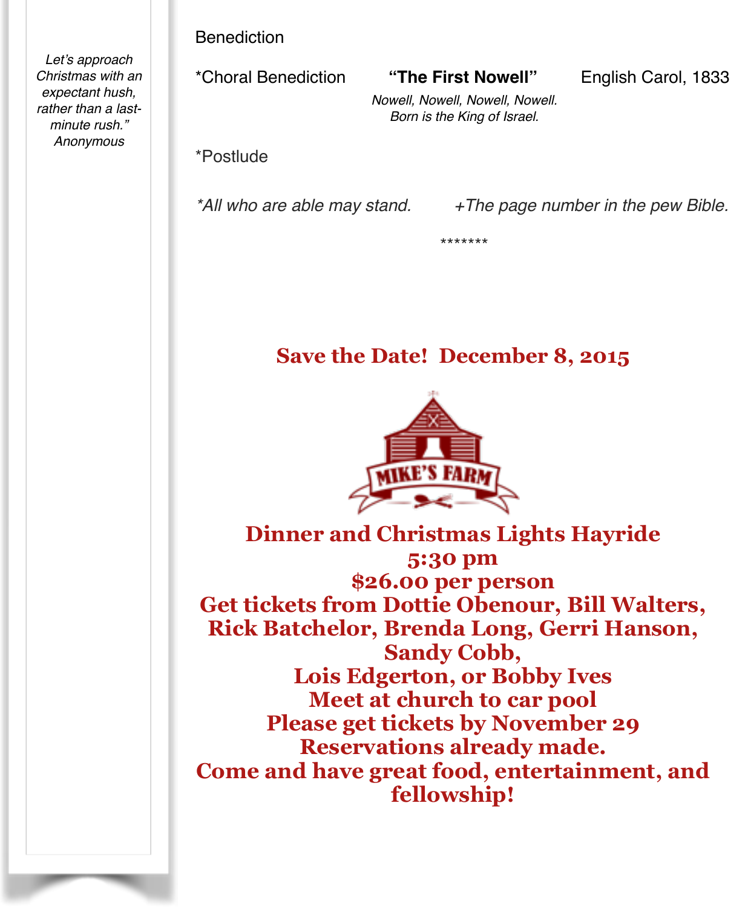*Let's approach Christmas with an expectant hush, rather than a last-minute rush."*
*Anonymous*

Benediction

*Choral Benediction **"The First Nowell"** English Carol, 1833

*Nowell, Nowell, Nowell, Nowell.*
*Born is the King of Israel.*

*Postlude

*All who are able may stand.* *+The page number in the pew Bible.*

*******

## Save the Date! December 8, 2015

MIKE'S FARM

**Dinner and Christmas Lights Hayride**
**5:30 pm**
**$26.00 per person**
**Get tickets from Dottie Obenour, Bill Walters, Rick Batchelor, Brenda Long, Gerri Hanson, Sandy Cobb, Lois Edgerton, or Bobby Ives**
**Meet at church to car pool**
**Please get tickets by November 29**
**Reservations already made.**
**Come and have great food, entertainment, and fellowship!**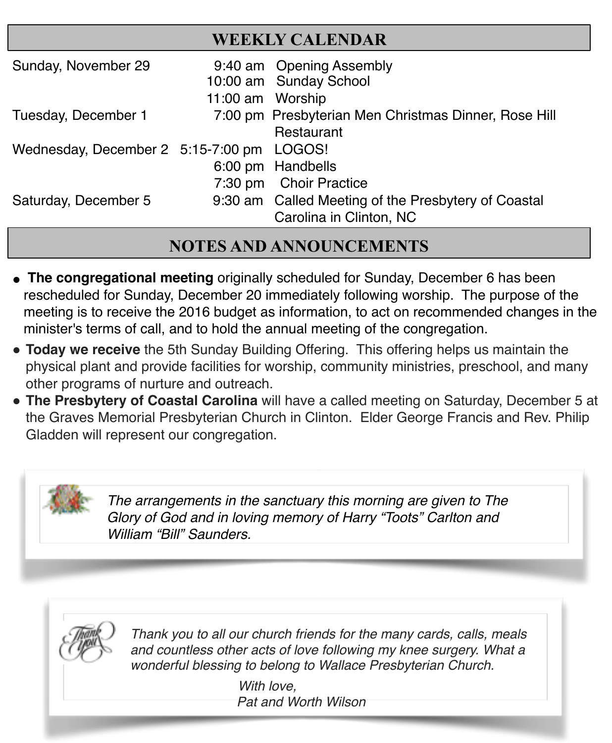## WEEKLY CALENDAR

| | | |
|---|---|---|
| Sunday, November 29 | 9:40 am | Opening Assembly |
| | 10:00 am | Sunday School |
| | 11:00 am | Worship |
| Tuesday, December 1 | 7:00 pm | Presbyterian Men Christmas Dinner, Rose Hill Restaurant |
| Wednesday, December 2 | 5:15-7:00 pm | LOGOS! |
| | 6:00 pm | Handbells |
| | 7:30 pm | Choir Practice |
| Saturday, December 5 | 9:30 am | Called Meeting of the Presbytery of Coastal Carolina in Clinton, NC |

## NOTES AND ANNOUNCEMENTS

- **The congregational meeting** originally scheduled for Sunday, December 6 has been rescheduled for Sunday, December 20 immediately following worship. The purpose of the meeting is to receive the 2016 budget as information, to act on recommended changes in the minister's terms of call, and to hold the annual meeting of the congregation.
- **Today we receive** the 5th Sunday Building Offering. This offering helps us maintain the physical plant and provide facilities for worship, community ministries, preschool, and many other programs of nurture and outreach.
- **The Presbytery of Coastal Carolina** will have a called meeting on Saturday, December 5 at the Graves Memorial Presbyterian Church in Clinton. Elder George Francis and Rev. Philip Gladden will represent our congregation.

*The arrangements in the sanctuary this morning are given to The Glory of God and in loving memory of Harry "Toots" Carlton and William "Bill" Saunders.*

*Thank you to all our church friends for the many cards, calls, meals and countless other acts of love following my knee surgery. What a wonderful blessing to belong to Wallace Presbyterian Church.*

*With love,*
*Pat and Worth Wilson*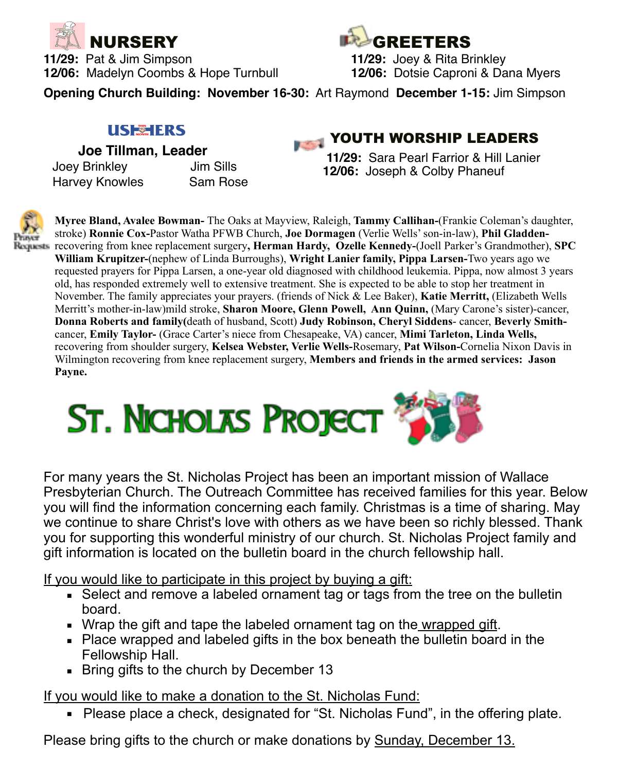## NURSERY

**11/29:** Pat & Jim Simpson
**12/06:** Madelyn Coombs & Hope Turnbull

## GREETERS

**11/29:** Joey & Rita Brinkley
**12/06:** Dotsie Caproni & Dana Myers

**Opening Church Building: November 16-30:** Art Raymond **December 1-15:** Jim Simpson

## USHERS

**Joe Tillman, Leader**

| | |
|---|---|
| Joey Brinkley | Jim Sills |
| Harvey Knowles | Sam Rose |

## YOUTH WORSHIP LEADERS

**11/29:** Sara Pearl Farrior & Hill Lanier
**12/06:** Joseph & Colby Phaneuf

Prayer Requests

**Myree Bland, Avalee Bowman-** The Oaks at Mayview, Raleigh, **Tammy Callihan-**(Frankie Coleman's daughter, stroke) **Ronnie Cox-**Pastor Watha PFWB Church, **Joe Dormagen** (Verlie Wells' son-in-law), **Phil Gladden-** recovering from knee replacement surgery**, Herman Hardy, Ozelle Kennedy-**(Joell Parker's Grandmother), **SPC William Krupitzer-**(nephew of Linda Burroughs), **Wright Lanier family, Pippa Larsen-**Two years ago we requested prayers for Pippa Larsen, a one-year old diagnosed with childhood leukemia. Pippa, now almost 3 years old, has responded extremely well to extensive treatment. She is expected to be able to stop her treatment in November. The family appreciates your prayers. (friends of Nick & Lee Baker), **Katie Merritt,** (Elizabeth Wells Merritt's mother-in-law)mild stroke, **Sharon Moore, Glenn Powell, Ann Quinn,** (Mary Carone's sister)-cancer, **Donna Roberts and family(**death of husband, Scott) **Judy Robinson, Cheryl Siddens**- cancer, **Beverly Smith-** cancer, **Emily Taylor-** (Grace Carter's niece from Chesapeake, VA) cancer, **Mimi Tarleton, Linda Wells,** recovering from shoulder surgery, **Kelsea Webster, Verlie Wells-**Rosemary, **Pat Wilson-**Cornelia Nixon Davis in Wilmington recovering from knee replacement surgery, **Members and friends in the armed services: Jason Payne.**

# ST. NICHOLAS PROJECT

For many years the St. Nicholas Project has been an important mission of Wallace Presbyterian Church. The Outreach Committee has received families for this year. Below you will find the information concerning each family. Christmas is a time of sharing. May we continue to share Christ's love with others as we have been so richly blessed. Thank you for supporting this wonderful ministry of our church. St. Nicholas Project family and gift information is located on the bulletin board in the church fellowship hall.

<u>If you would like to participate in this project by buying a gift:</u>

- Select and remove a labeled ornament tag or tags from the tree on the bulletin board.
- Wrap the gift and tape the labeled ornament tag on the <u>wrapped gift</u>.
- Place wrapped and labeled gifts in the box beneath the bulletin board in the Fellowship Hall.
- Bring gifts to the church by December 13

<u>If you would like to make a donation to the St. Nicholas Fund:</u>

- Please place a check, designated for "St. Nicholas Fund", in the offering plate.

Please bring gifts to the church or make donations by <u>Sunday, December 13.</u>